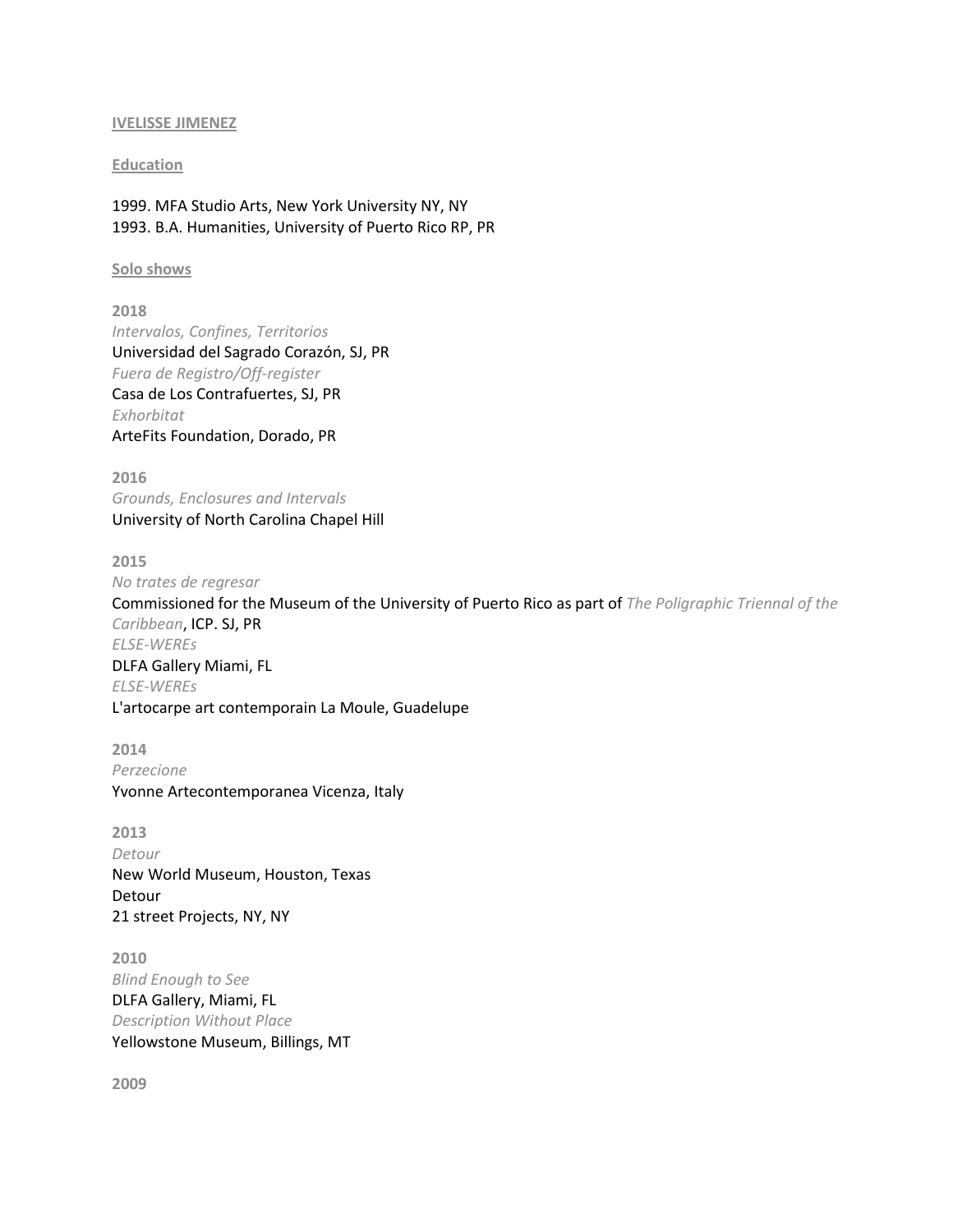**IVELISSE JIMENEZ**

**Education**

1999. MFA Studio Arts, New York University NY, NY
1993. B.A. Humanities, University of Puerto Rico RP, PR

**Solo shows**

**2018**

*Intervalos, Confines, Territorios*
Universidad del Sagrado Corazón, SJ, PR
*Fuera de Registro/Off-register*
Casa de Los Contrafuertes, SJ, PR
*Exhorbitat*
ArteFits Foundation, Dorado, PR

**2016**

*Grounds, Enclosures and Intervals*
University of North Carolina Chapel Hill

**2015**

*No trates de regresar*
Commissioned for the Museum of the University of Puerto Rico as part of *The Poligraphic Triennal of the Caribbean*, ICP. SJ, PR
*ELSE-WEREs*
DLFA Gallery Miami, FL
*ELSE-WEREs*
L'artocarpe art contemporain La Moule, Guadelupe

**2014**

*Perzecione*
Yvonne Artecontemporanea Vicenza, Italy

**2013**

*Detour*
New World Museum, Houston, Texas
Detour
21 street Projects, NY, NY

**2010**

*Blind Enough to See*
DLFA Gallery, Miami, FL
*Description Without Place*
Yellowstone Museum, Billings, MT

**2009**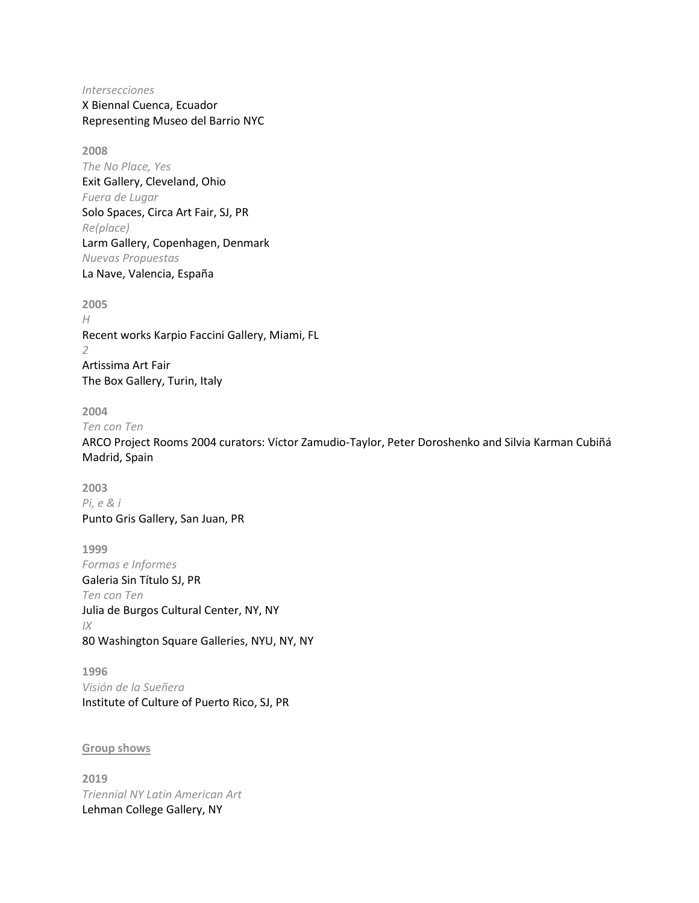*Intersecciones*
X Biennal Cuenca, Ecuador
Representing Museo del Barrio NYC

**2008**
*The No Place, Yes*
Exit Gallery, Cleveland, Ohio
*Fuera de Lugar*
Solo Spaces, Circa Art Fair, SJ, PR
*Re(place)*
Larm Gallery, Copenhagen, Denmark
*Nuevas Propuestas*
La Nave, Valencia, España

**2005**
*H*
Recent works Karpio Faccini Gallery, Miami, FL
*2*
Artissima Art Fair
The Box Gallery, Turin, Italy

**2004**
*Ten con Ten*
ARCO Project Rooms 2004 curators: Víctor Zamudio-Taylor, Peter Doroshenko and Silvia Karman Cubiñá
Madrid, Spain

**2003**
*Pi, e & i*
Punto Gris Gallery, San Juan, PR

**1999**
*Formas e Informes*
Galeria Sin Título SJ, PR
*Ten con Ten*
Julia de Burgos Cultural Center, NY, NY
*IX*
80 Washington Square Galleries, NYU, NY, NY

**1996**
*Visión de la Sueñera*
Institute of Culture of Puerto Rico, SJ, PR

## Group shows

**2019**
*Triennial NY Latin American Art*
Lehman College Gallery, NY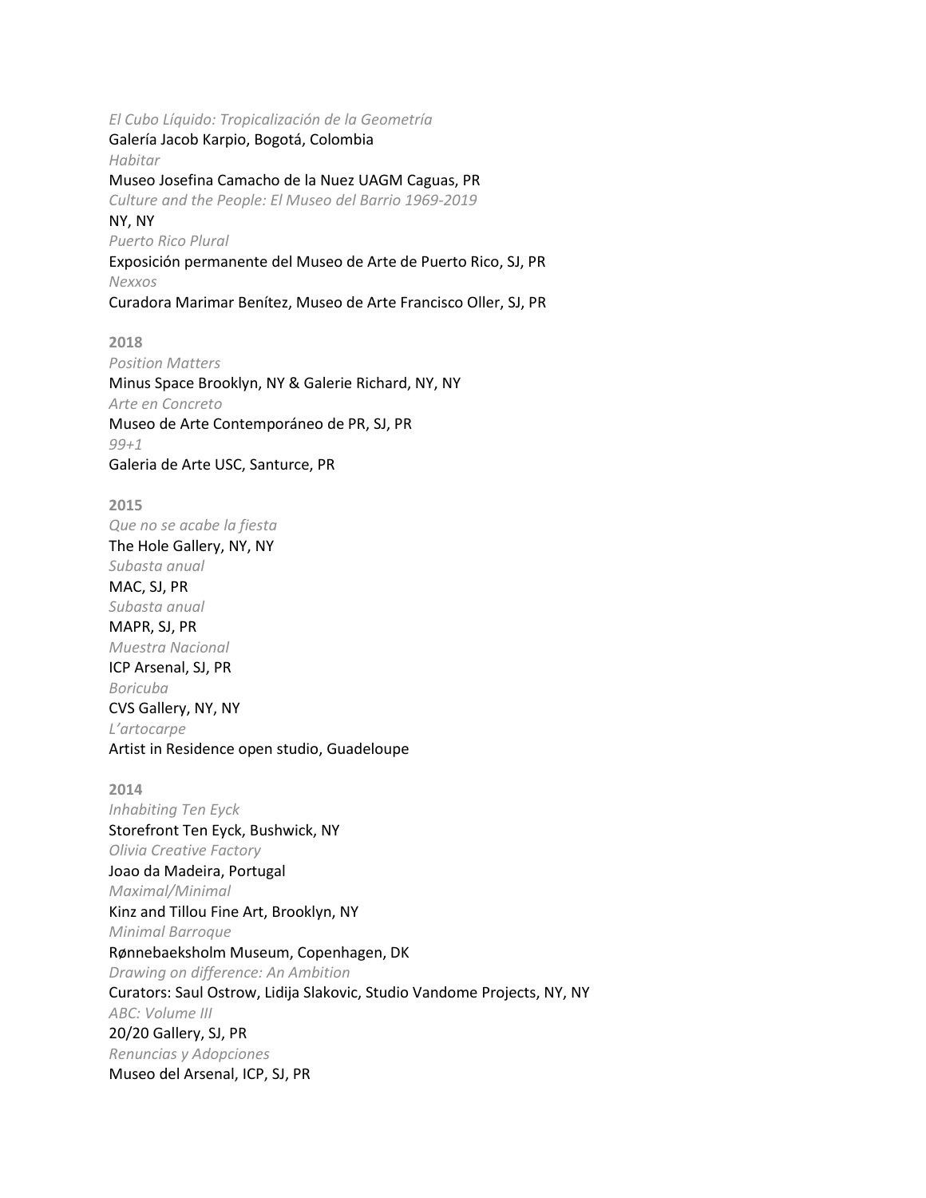*El Cubo Líquido: Tropicalización de la Geometría*
Galería Jacob Karpio, Bogotá, Colombia
*Habitar*
Museo Josefina Camacho de la Nuez UAGM Caguas, PR
*Culture and the People: El Museo del Barrio 1969-2019*
NY, NY
*Puerto Rico Plural*
Exposición permanente del Museo de Arte de Puerto Rico, SJ, PR
*Nexxos*
Curadora Marimar Benítez, Museo de Arte Francisco Oller, SJ, PR

**2018**
*Position Matters*
Minus Space Brooklyn, NY & Galerie Richard, NY, NY
*Arte en Concreto*
Museo de Arte Contemporáneo de PR, SJ, PR
*99+1*
Galeria de Arte USC, Santurce, PR

**2015**
*Que no se acabe la fiesta*
The Hole Gallery, NY, NY
*Subasta anual*
MAC, SJ, PR
*Subasta anual*
MAPR, SJ, PR
*Muestra Nacional*
ICP Arsenal, SJ, PR
*Boricuba*
CVS Gallery, NY, NY
*L'artocarpe*
Artist in Residence open studio, Guadeloupe

**2014**
*Inhabiting Ten Eyck*
Storefront Ten Eyck, Bushwick, NY
*Olivia Creative Factory*
Joao da Madeira, Portugal
*Maximal/Minimal*
Kinz and Tillou Fine Art, Brooklyn, NY
*Minimal Barroque*
Rønnebaeksholm Museum, Copenhagen, DK
*Drawing on difference: An Ambition*
Curators: Saul Ostrow, Lidija Slakovic, Studio Vandome Projects, NY, NY
*ABC: Volume III*
20/20 Gallery, SJ, PR
*Renuncias y Adopciones*
Museo del Arsenal, ICP, SJ, PR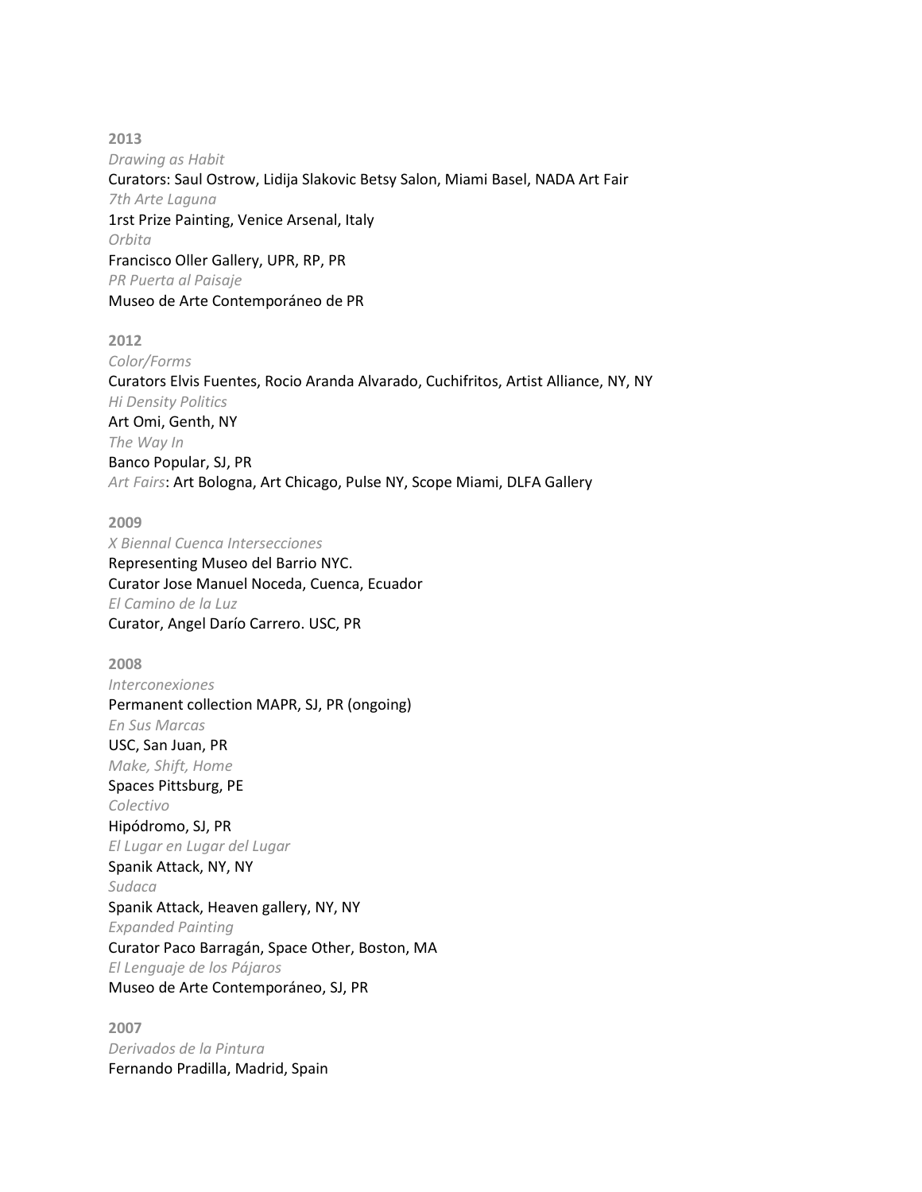**2013**

*Drawing as Habit*

Curators: Saul Ostrow, Lidija Slakovic Betsy Salon, Miami Basel, NADA Art Fair

*7th Arte Laguna*

1rst Prize Painting, Venice Arsenal, Italy

*Orbita*

Francisco Oller Gallery, UPR, RP, PR

*PR Puerta al Paisaje*

Museo de Arte Contemporáneo de PR

**2012**

*Color/Forms*

Curators Elvis Fuentes, Rocio Aranda Alvarado, Cuchifritos, Artist Alliance, NY, NY

*Hi Density Politics*

Art Omi, Genth, NY

*The Way In*

Banco Popular, SJ, PR

*Art Fairs*: Art Bologna, Art Chicago, Pulse NY, Scope Miami, DLFA Gallery

**2009**

*X Biennal Cuenca Intersecciones*

Representing Museo del Barrio NYC.

Curator Jose Manuel Noceda, Cuenca, Ecuador

*El Camino de la Luz*

Curator, Angel Darío Carrero. USC, PR

**2008**

*Interconexiones*

Permanent collection MAPR, SJ, PR (ongoing)

*En Sus Marcas*

USC, San Juan, PR

*Make, Shift, Home*

Spaces Pittsburg, PE

*Colectivo*

Hipódromo, SJ, PR

*El Lugar en Lugar del Lugar*

Spanik Attack, NY, NY

*Sudaca*

Spanik Attack, Heaven gallery, NY, NY

*Expanded Painting*

Curator Paco Barragán, Space Other, Boston, MA

*El Lenguaje de los Pájaros*

Museo de Arte Contemporáneo, SJ, PR

**2007**

*Derivados de la Pintura*

Fernando Pradilla, Madrid, Spain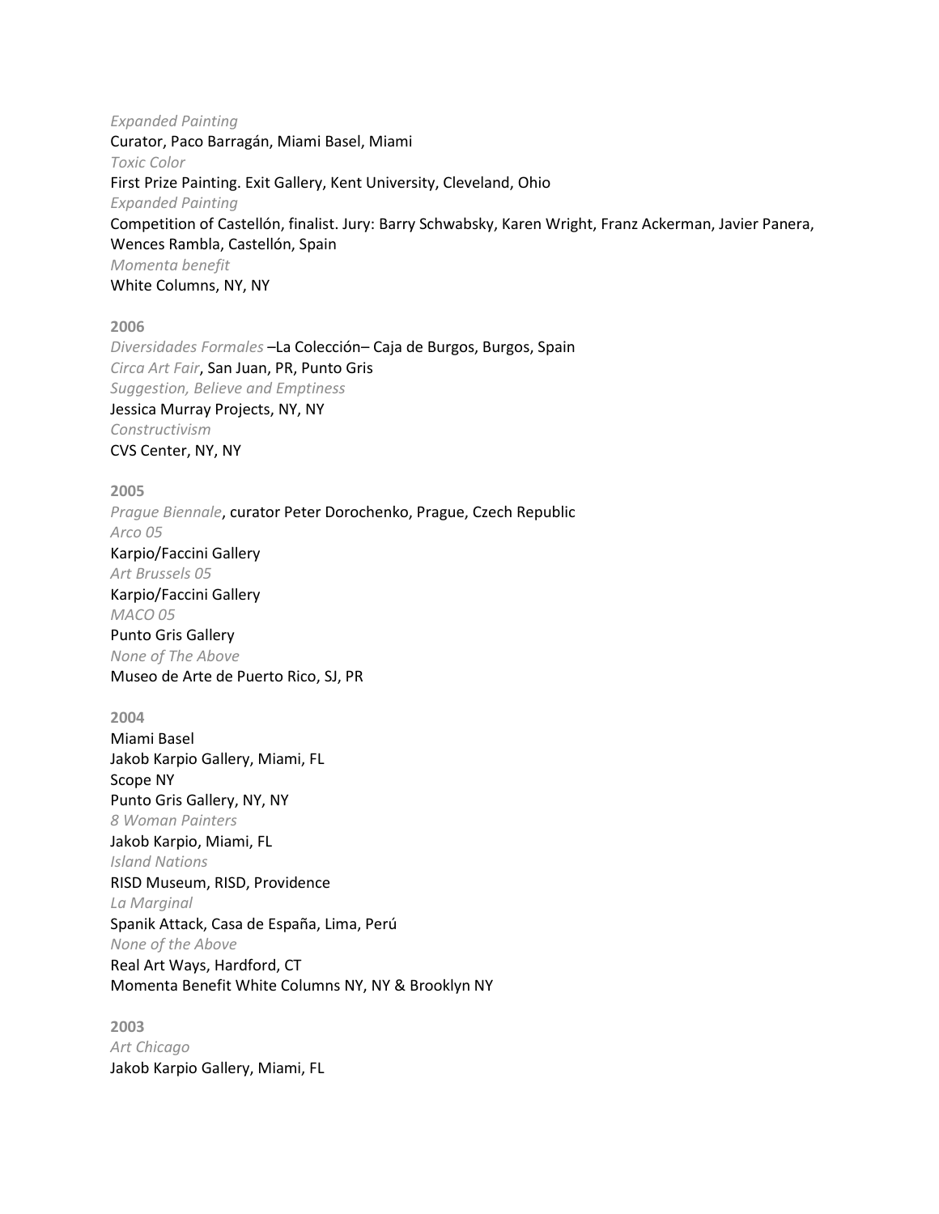*Expanded Painting*
Curator, Paco Barragán, Miami Basel, Miami
*Toxic Color*
First Prize Painting. Exit Gallery, Kent University, Cleveland, Ohio
*Expanded Painting*
Competition of Castellón, finalist. Jury: Barry Schwabsky, Karen Wright, Franz Ackerman, Javier Panera, Wences Rambla, Castellón, Spain
*Momenta benefit*
White Columns, NY, NY

**2006**
*Diversidades Formales* –La Colección– Caja de Burgos, Burgos, Spain
*Circa Art Fair*, San Juan, PR, Punto Gris
*Suggestion, Believe and Emptiness*
Jessica Murray Projects, NY, NY
*Constructivism*
CVS Center, NY, NY

**2005**
*Prague Biennale*, curator Peter Dorochenko, Prague, Czech Republic
*Arco 05*
Karpio/Faccini Gallery
*Art Brussels 05*
Karpio/Faccini Gallery
*MACO 05*
Punto Gris Gallery
*None of The Above*
Museo de Arte de Puerto Rico, SJ, PR

**2004**
Miami Basel
Jakob Karpio Gallery, Miami, FL
Scope NY
Punto Gris Gallery, NY, NY
*8 Woman Painters*
Jakob Karpio, Miami, FL
*Island Nations*
RISD Museum, RISD, Providence
*La Marginal*
Spanik Attack, Casa de España, Lima, Perú
*None of the Above*
Real Art Ways, Hardford, CT
Momenta Benefit White Columns NY, NY & Brooklyn NY

**2003**
*Art Chicago*
Jakob Karpio Gallery, Miami, FL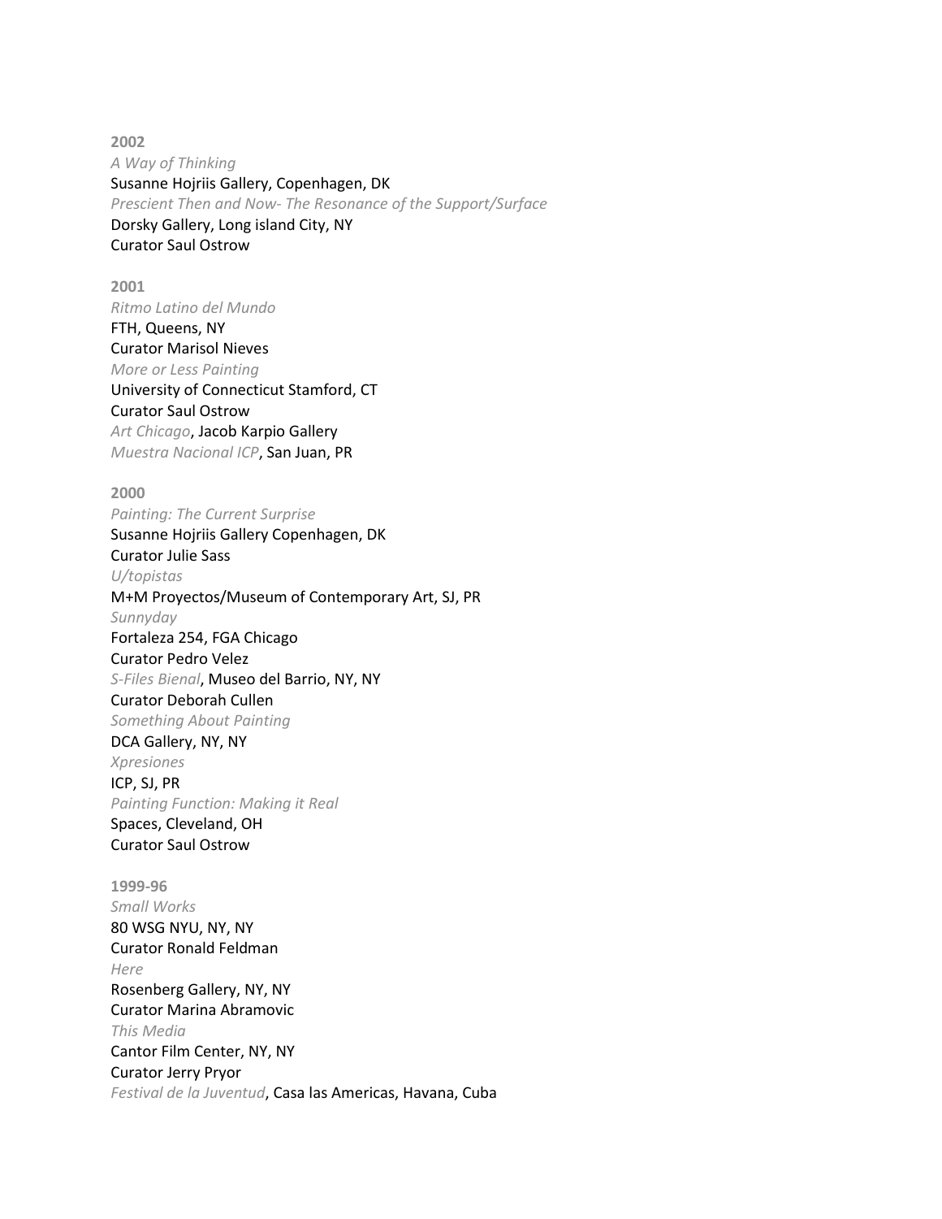**2002**

*A Way of Thinking*
Susanne Hojriis Gallery, Copenhagen, DK
*Prescient Then and Now- The Resonance of the Support/Surface*
Dorsky Gallery, Long island City, NY
Curator Saul Ostrow

**2001**

*Ritmo Latino del Mundo*
FTH, Queens, NY
Curator Marisol Nieves
*More or Less Painting*
University of Connecticut Stamford, CT
Curator Saul Ostrow
*Art Chicago*, Jacob Karpio Gallery
*Muestra Nacional ICP*, San Juan, PR

**2000**

*Painting: The Current Surprise*
Susanne Hojriis Gallery Copenhagen, DK
Curator Julie Sass
*U/topistas*
M+M Proyectos/Museum of Contemporary Art, SJ, PR
*Sunnyday*
Fortaleza 254, FGA Chicago
Curator Pedro Velez
*S-Files Bienal*, Museo del Barrio, NY, NY
Curator Deborah Cullen
*Something About Painting*
DCA Gallery, NY, NY
*Xpresiones*
ICP, SJ, PR
*Painting Function: Making it Real*
Spaces, Cleveland, OH
Curator Saul Ostrow

**1999-96**

*Small Works*
80 WSG NYU, NY, NY
Curator Ronald Feldman
*Here*
Rosenberg Gallery, NY, NY
Curator Marina Abramovic
*This Media*
Cantor Film Center, NY, NY
Curator Jerry Pryor
*Festival de la Juventud*, Casa las Americas, Havana, Cuba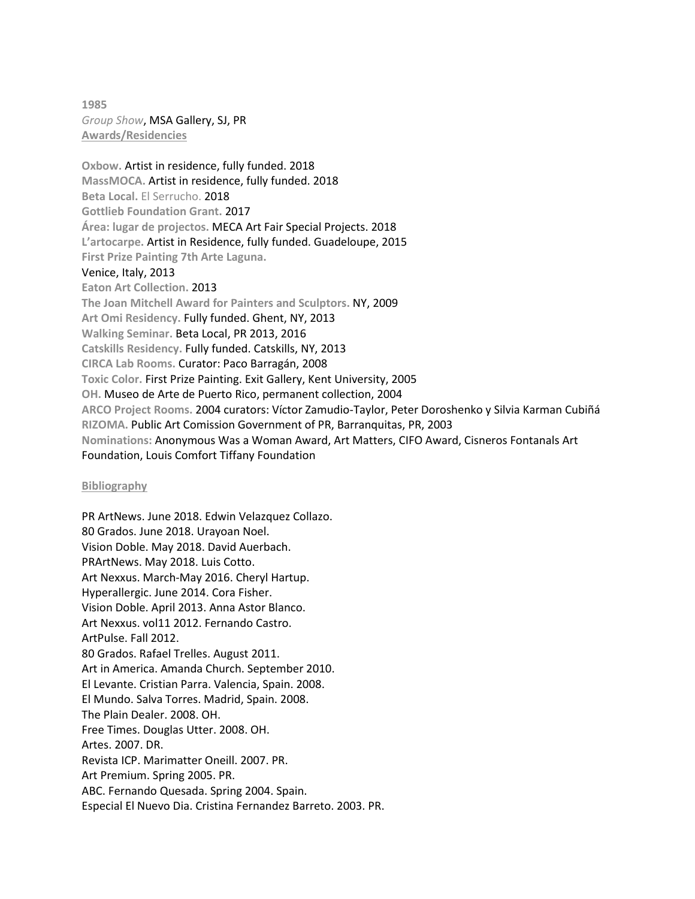**1985**
*Group Show*, MSA Gallery, SJ, PR

## Awards/Residencies

**Oxbow.** Artist in residence, fully funded. 2018
**MassMOCA.** Artist in residence, fully funded. 2018
**Beta Local.** El Serrucho. 2018
**Gottlieb Foundation Grant.** 2017
**Área: lugar de projectos.** MECA Art Fair Special Projects. 2018
**L'artocarpe.** Artist in Residence, fully funded. Guadeloupe, 2015
**First Prize Painting 7th Arte Laguna.**
Venice, Italy, 2013
**Eaton Art Collection.** 2013
**The Joan Mitchell Award for Painters and Sculptors.** NY, 2009
**Art Omi Residency.** Fully funded. Ghent, NY, 2013
**Walking Seminar.** Beta Local, PR 2013, 2016
**Catskills Residency.** Fully funded. Catskills, NY, 2013
**CIRCA Lab Rooms.** Curator: Paco Barragán, 2008
**Toxic Color.** First Prize Painting. Exit Gallery, Kent University, 2005
**OH.** Museo de Arte de Puerto Rico, permanent collection, 2004
**ARCO Project Rooms.** 2004 curators: Víctor Zamudio-Taylor, Peter Doroshenko y Silvia Karman Cubiñá
**RIZOMA.** Public Art Comission Government of PR, Barranquitas, PR, 2003
**Nominations:** Anonymous Was a Woman Award, Art Matters, CIFO Award, Cisneros Fontanals Art Foundation, Louis Comfort Tiffany Foundation

## Bibliography

PR ArtNews. June 2018. Edwin Velazquez Collazo.
80 Grados. June 2018. Urayoan Noel.
Vision Doble. May 2018. David Auerbach.
PRArtNews. May 2018. Luis Cotto.
Art Nexxus. March-May 2016. Cheryl Hartup.
Hyperallergic. June 2014. Cora Fisher.
Vision Doble. April 2013. Anna Astor Blanco.
Art Nexxus. vol11 2012. Fernando Castro.
ArtPulse. Fall 2012.
80 Grados. Rafael Trelles. August 2011.
Art in America. Amanda Church. September 2010.
El Levante. Cristian Parra. Valencia, Spain. 2008.
El Mundo. Salva Torres. Madrid, Spain. 2008.
The Plain Dealer. 2008. OH.
Free Times. Douglas Utter. 2008. OH.
Artes. 2007. DR.
Revista ICP. Marimatter Oneill. 2007. PR.
Art Premium. Spring 2005. PR.
ABC. Fernando Quesada. Spring 2004. Spain.
Especial El Nuevo Dia. Cristina Fernandez Barreto. 2003. PR.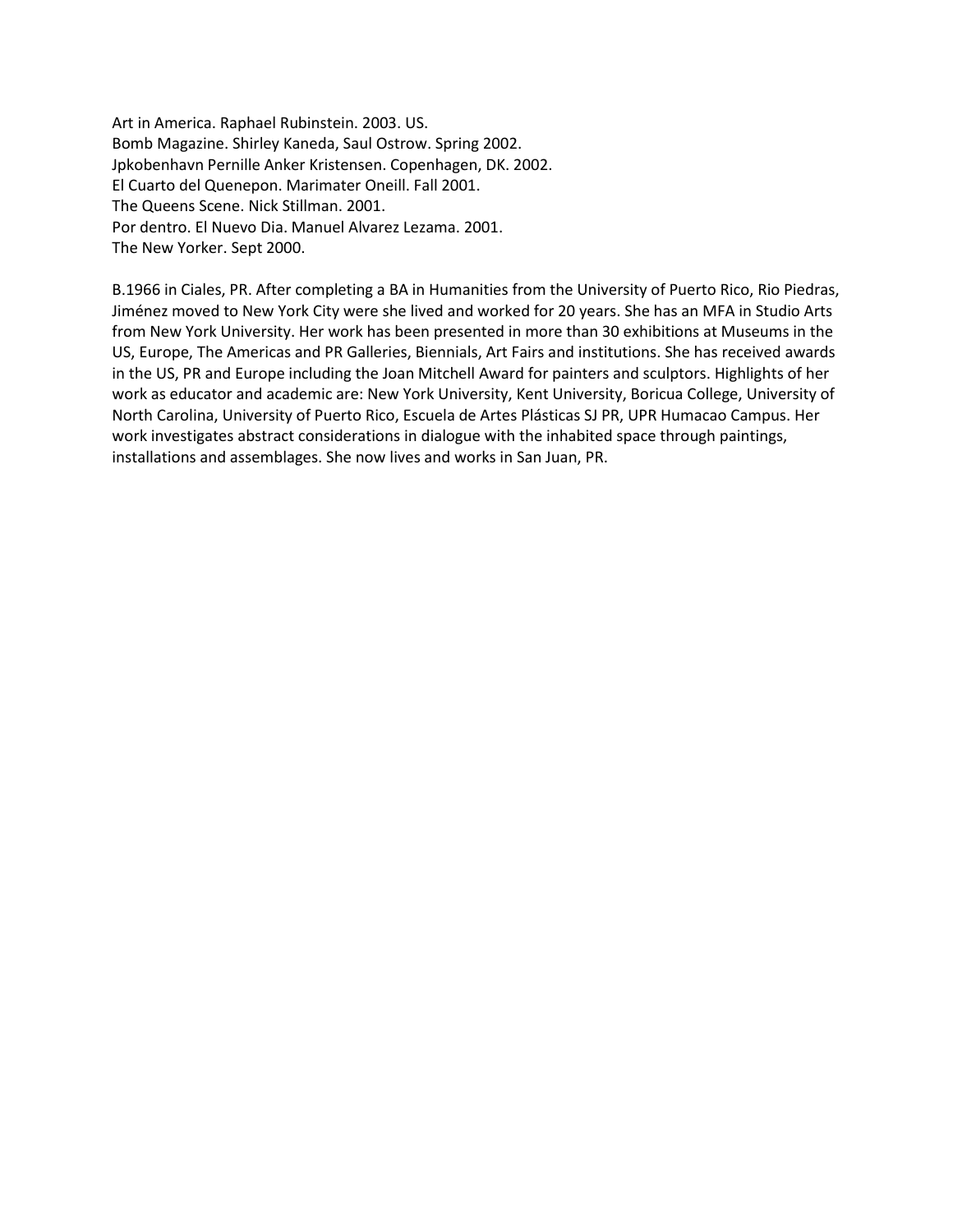Art in America. Raphael Rubinstein. 2003. US.
Bomb Magazine. Shirley Kaneda, Saul Ostrow. Spring 2002.
Jpkobenhavn Pernille Anker Kristensen. Copenhagen, DK. 2002.
El Cuarto del Quenepon. Marimater Oneill. Fall 2001.
The Queens Scene. Nick Stillman. 2001.
Por dentro. El Nuevo Dia. Manuel Alvarez Lezama. 2001.
The New Yorker. Sept 2000.

B.1966 in Ciales, PR. After completing a BA in Humanities from the University of Puerto Rico, Rio Piedras, Jiménez moved to New York City were she lived and worked for 20 years. She has an MFA in Studio Arts from New York University. Her work has been presented in more than 30 exhibitions at Museums in the US, Europe, The Americas and PR Galleries, Biennials, Art Fairs and institutions. She has received awards in the US, PR and Europe including the Joan Mitchell Award for painters and sculptors. Highlights of her work as educator and academic are: New York University, Kent University, Boricua College, University of North Carolina, University of Puerto Rico, Escuela de Artes Plásticas SJ PR, UPR Humacao Campus. Her work investigates abstract considerations in dialogue with the inhabited space through paintings, installations and assemblages. She now lives and works in San Juan, PR.